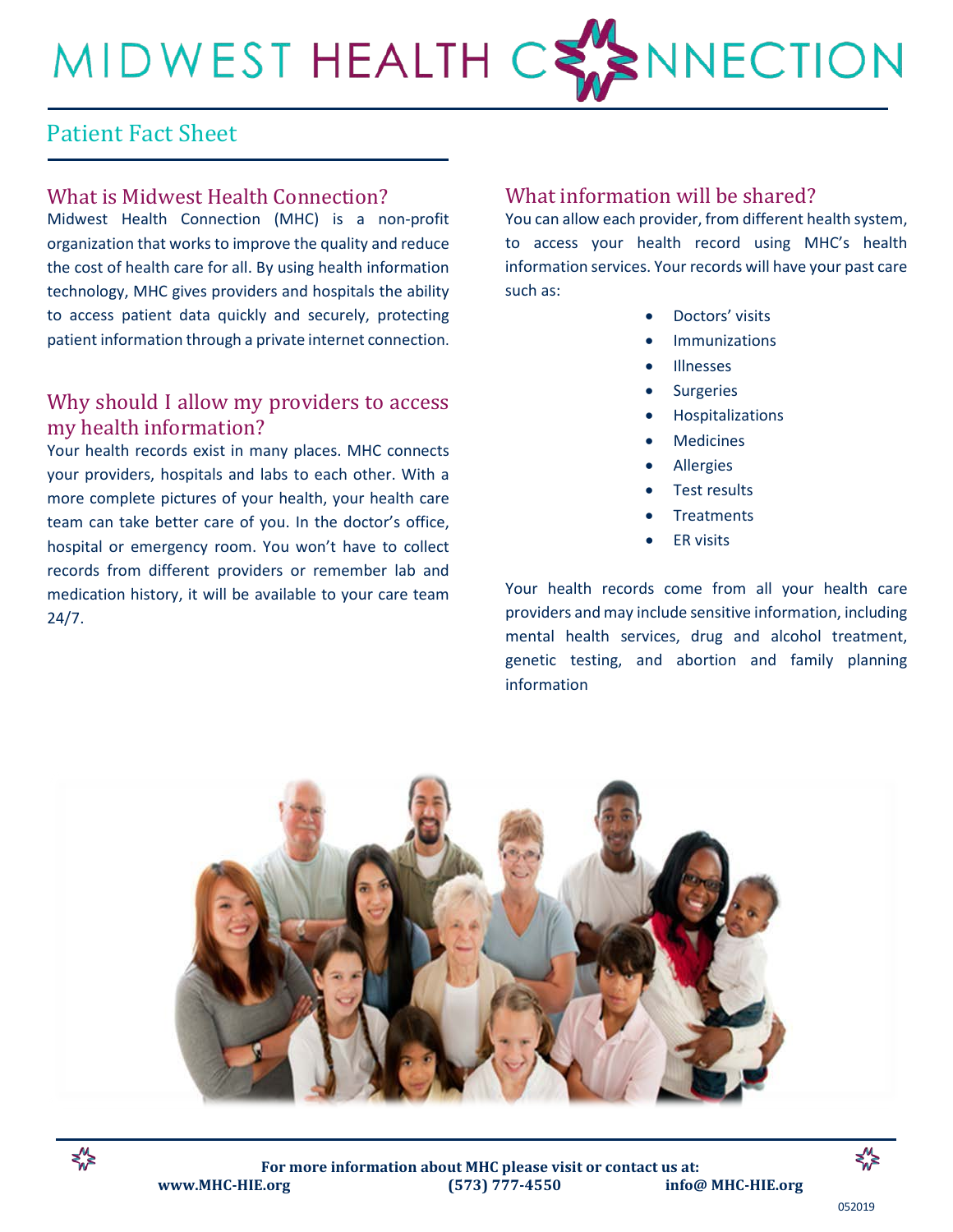# MIDWEST HEALTH CONNECTION

## Patient Fact Sheet

### What is Midwest Health Connection?

Midwest Health Connection (MHC) is a non-profit organization that works to improve the quality and reduce the cost of health care for all. By using health information technology, MHC gives providers and hospitals the ability to access patient data quickly and securely, protecting patient information through a private internet connection.

### Why should I allow my providers to access my health information?

Your health records exist in many places. MHC connects your providers, hospitals and labs to each other. With a more complete pictures of your health, your health care team can take better care of you. In the doctor's office, hospital or emergency room. You won't have to collect records from different providers or remember lab and medication history, it will be available to your care team 24/7.

### What information will be shared?

You can allow each provider, from different health system, to access your health record using MHC's health information services. Your records will have your past care such as:

- Doctors' visits
- Immunizations
- Illnesses
- Surgeries
- Hospitalizations
- Medicines
- Allergies
- Test results
- Treatments
- ER visits

Your health records come from all your health care providers and may include sensitive information, including mental health services, drug and alcohol treatment, genetic testing, and abortion and family planning information

**For more information about MHC please visit or contact us at:**
**www.MHC-HIE.org** **(573) 777-4550** **info@ MHC-HIE.org**

052019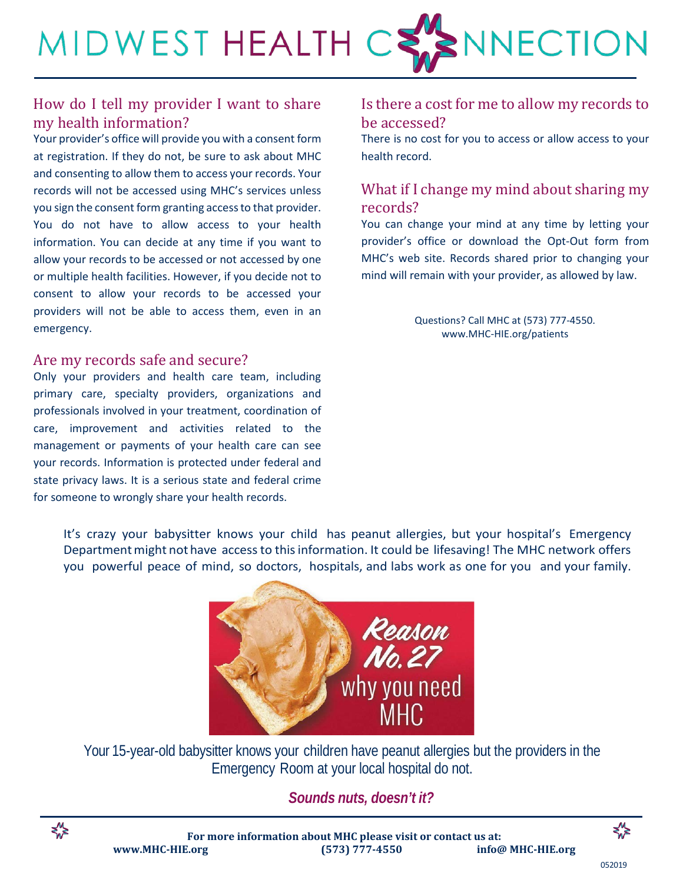# MIDWEST HEALTH CONNECTION

## How do I tell my provider I want to share my health information?

Your provider's office will provide you with a consent form at registration. If they do not, be sure to ask about MHC and consenting to allow them to access your records. Your records will not be accessed using MHC's services unless you sign the consent form granting access to that provider. You do not have to allow access to your health information. You can decide at any time if you want to allow your records to be accessed or not accessed by one or multiple health facilities. However, if you decide not to consent to allow your records to be accessed your providers will not be able to access them, even in an emergency.

## Are my records safe and secure?

Only your providers and health care team, including primary care, specialty providers, organizations and professionals involved in your treatment, coordination of care, improvement and activities related to the management or payments of your health care can see your records. Information is protected under federal and state privacy laws. It is a serious state and federal crime for someone to wrongly share your health records.

## Is there a cost for me to allow my records to be accessed?

There is no cost for you to access or allow access to your health record.

## What if I change my mind about sharing my records?

You can change your mind at any time by letting your provider's office or download the Opt-Out form from MHC's web site. Records shared prior to changing your mind will remain with your provider, as allowed by law.

Questions? Call MHC at (573) 777-4550.
www.MHC-HIE.org/patients

It's crazy your babysitter knows your child has peanut allergies, but your hospital's Emergency Department might not have access to this information. It could be lifesaving! The MHC network offers you powerful peace of mind, so doctors, hospitals, and labs work as one for you and your family.

Reason No. 27 why you need MHC

Your 15-year-old babysitter knows your children have peanut allergies but the providers in the Emergency Room at your local hospital do not.

***Sounds nuts, doesn't it?***

**For more information about MHC please visit or contact us at:**
**www.MHC-HIE.org** **(573) 777-4550** **info@ MHC-HIE.org**

052019